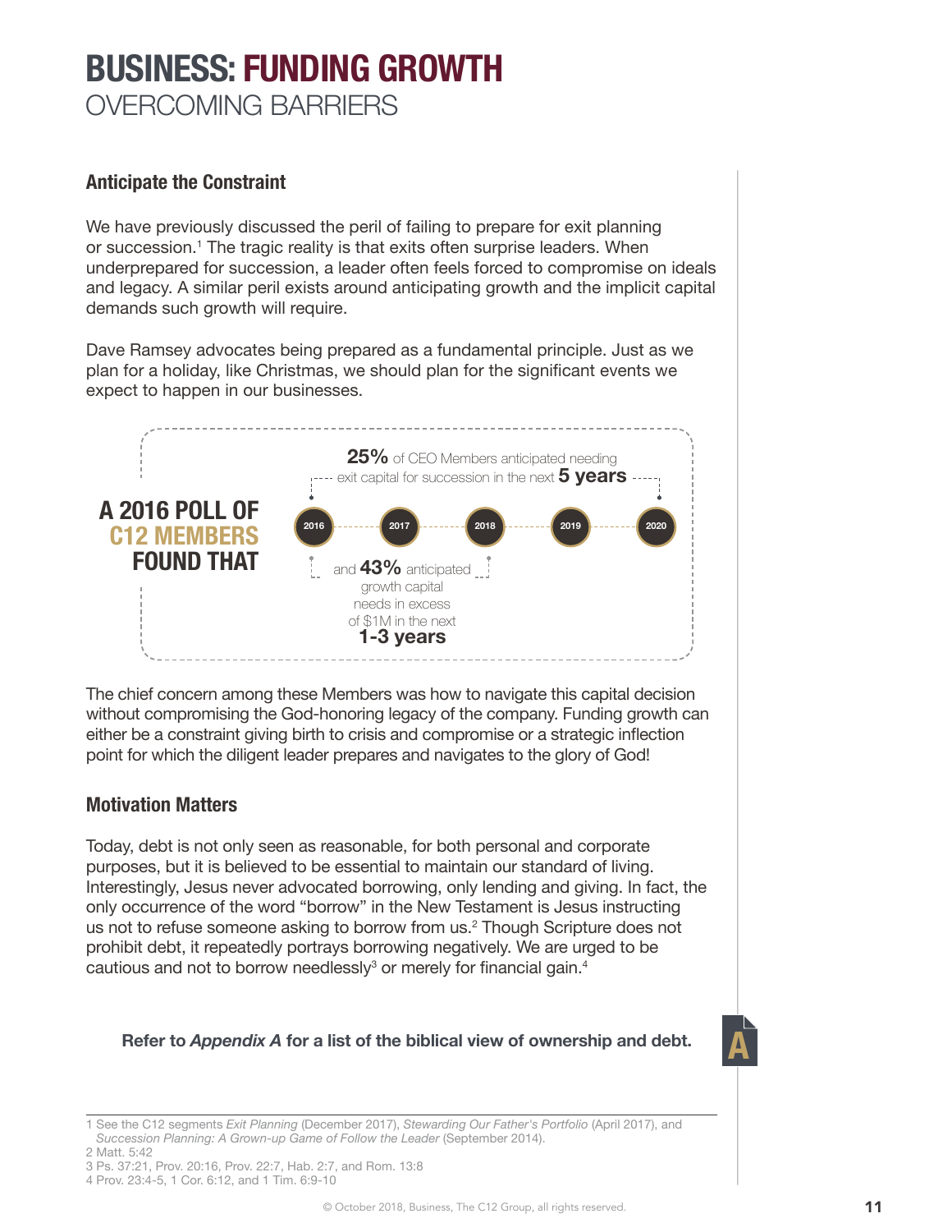# BUSINESS: FUNDING GROWTH

## OVERCOMING BARRIERS

### Anticipate the Constraint

We have previously discussed the peril of failing to prepare for exit planning or succession.[1] The tragic reality is that exits often surprise leaders. When underprepared for succession, a leader often feels forced to compromise on ideals and legacy. A similar peril exists around anticipating growth and the implicit capital demands such growth will require.

Dave Ramsey advocates being prepared as a fundamental principle. Just as we plan for a holiday, like Christmas, we should plan for the significant events we expect to happen in our businesses.

**A 2016 POLL OF C12 MEMBERS FOUND THAT**

**25%** of CEO Members anticipated needing exit capital for succession in the next **5 years**

2016 · 2017 · 2018 · 2019 · 2020

and **43%** anticipated growth capital needs in excess of $1M in the next **1-3 years**

The chief concern among these Members was how to navigate this capital decision without compromising the God-honoring legacy of the company. Funding growth can either be a constraint giving birth to crisis and compromise or a strategic inflection point for which the diligent leader prepares and navigates to the glory of God!

### Motivation Matters

Today, debt is not only seen as reasonable, for both personal and corporate purposes, but it is believed to be essential to maintain our standard of living. Interestingly, Jesus never advocated borrowing, only lending and giving. In fact, the only occurrence of the word "borrow" in the New Testament is Jesus instructing us not to refuse someone asking to borrow from us.[2] Though Scripture does not prohibit debt, it repeatedly portrays borrowing negatively. We are urged to be cautious and not to borrow needlessly[3] or merely for financial gain.[4]

**Refer to *Appendix A* for a list of the biblical view of ownership and debt.**

---

1 See the C12 segments *Exit Planning* (December 2017), *Stewarding Our Father's Portfolio* (April 2017), and *Succession Planning: A Grown-up Game of Follow the Leader* (September 2014).
2 Matt. 5:42
3 Ps. 37:21, Prov. 20:16, Prov. 22:7, Hab. 2:7, and Rom. 13:8
4 Prov. 23:4-5, 1 Cor. 6:12, and 1 Tim. 6:9-10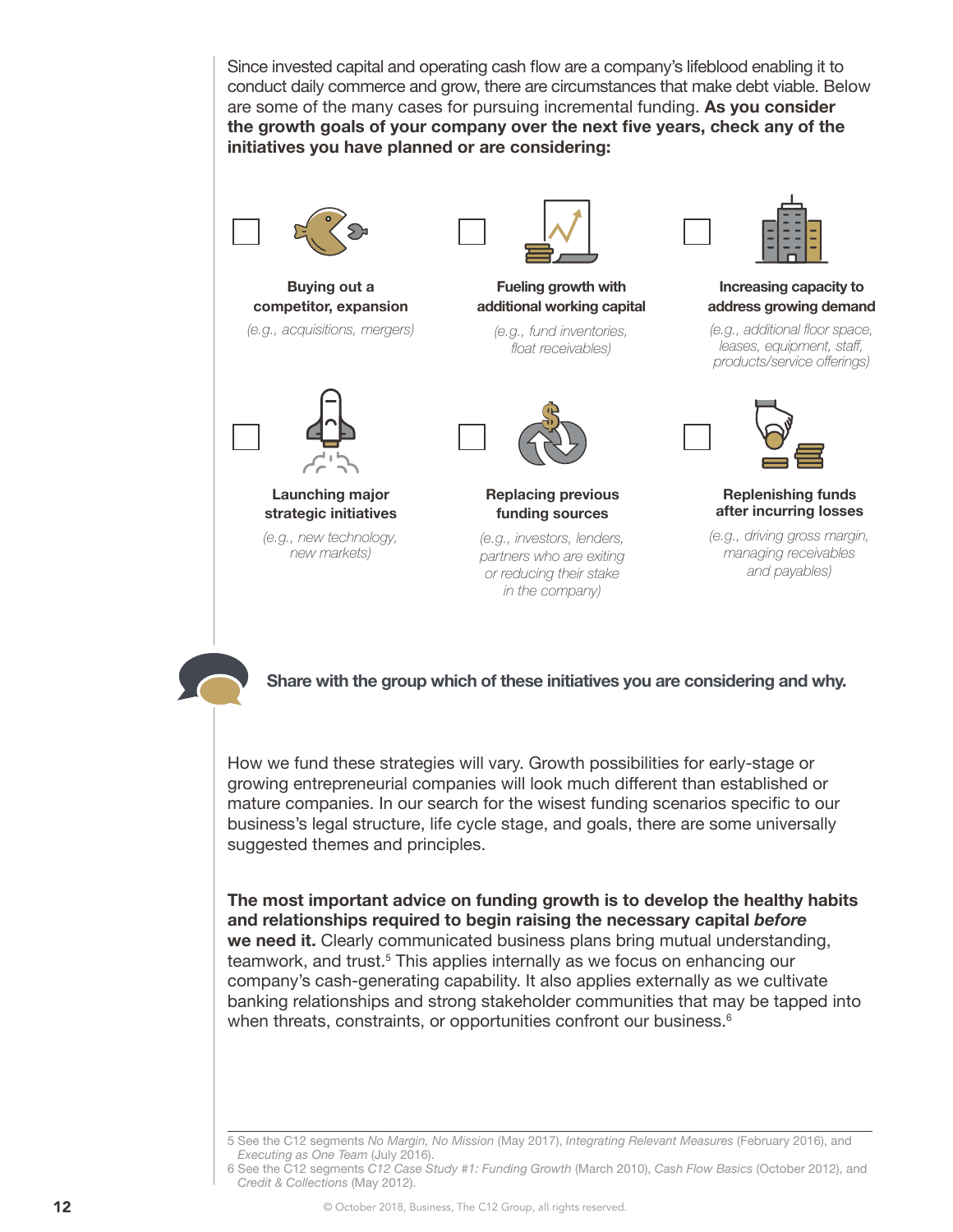Since invested capital and operating cash flow are a company's lifeblood enabling it to conduct daily commerce and grow, there are circumstances that make debt viable. Below are some of the many cases for pursuing incremental funding. **As you consider the growth goals of your company over the next five years, check any of the initiatives you have planned or are considering:**

- ☐ **Buying out a competitor, expansion**
  *(e.g., acquisitions, mergers)*
- ☐ **Fueling growth with additional working capital**
  *(e.g., fund inventories, float receivables)*
- ☐ **Increasing capacity to address growing demand**
  *(e.g., additional floor space, leases, equipment, staff, products/service offerings)*
- ☐ **Launching major strategic initiatives**
  *(e.g., new technology, new markets)*
- ☐ **Replacing previous funding sources**
  *(e.g., investors, lenders, partners who are exiting or reducing their stake in the company)*
- ☐ **Replenishing funds after incurring losses**
  *(e.g., driving gross margin, managing receivables and payables)*

**Share with the group which of these initiatives you are considering and why.**

How we fund these strategies will vary. Growth possibilities for early-stage or growing entrepreneurial companies will look much different than established or mature companies. In our search for the wisest funding scenarios specific to our business's legal structure, life cycle stage, and goals, there are some universally suggested themes and principles.

**The most important advice on funding growth is to develop the healthy habits and relationships required to begin raising the necessary capital *before* we need it.** Clearly communicated business plans bring mutual understanding, teamwork, and trust.[5] This applies internally as we focus on enhancing our company's cash-generating capability. It also applies externally as we cultivate banking relationships and strong stakeholder communities that may be tapped into when threats, constraints, or opportunities confront our business.[6]

---

5 See the C12 segments *No Margin, No Mission* (May 2017), *Integrating Relevant Measures* (February 2016), and *Executing as One Team* (July 2016).

6 See the C12 segments *C12 Case Study #1: Funding Growth* (March 2010), *Cash Flow Basics* (October 2012), and *Credit & Collections* (May 2012).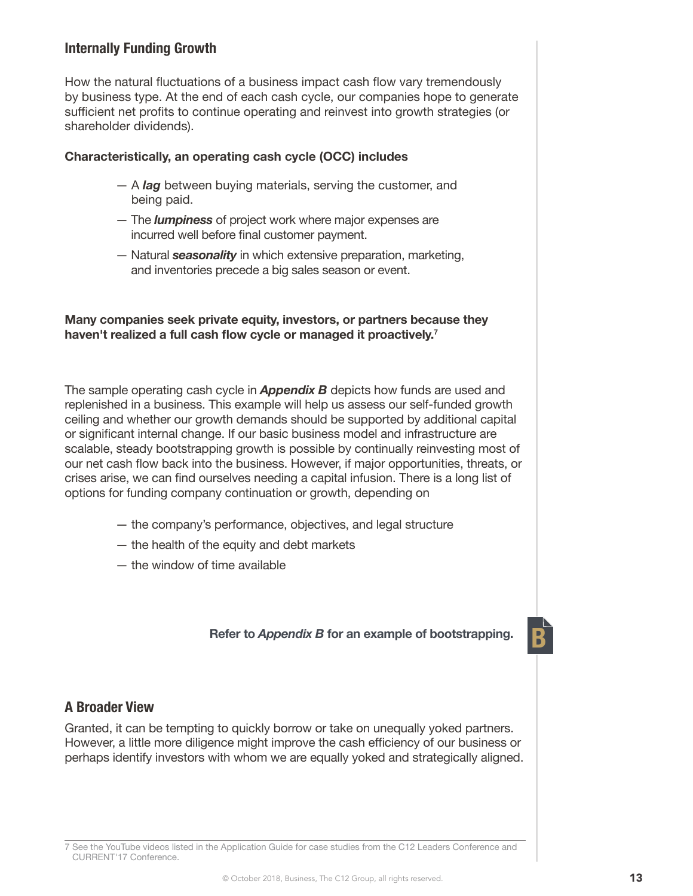## Internally Funding Growth

How the natural fluctuations of a business impact cash flow vary tremendously by business type. At the end of each cash cycle, our companies hope to generate sufficient net profits to continue operating and reinvest into growth strategies (or shareholder dividends).

**Characteristically, an operating cash cycle (OCC) includes**

- A ***lag*** between buying materials, serving the customer, and being paid.
- The ***lumpiness*** of project work where major expenses are incurred well before final customer payment.
- Natural ***seasonality*** in which extensive preparation, marketing, and inventories precede a big sales season or event.

**Many companies seek private equity, investors, or partners because they haven't realized a full cash flow cycle or managed it proactively.**[7]

The sample operating cash cycle in ***Appendix B*** depicts how funds are used and replenished in a business. This example will help us assess our self-funded growth ceiling and whether our growth demands should be supported by additional capital or significant internal change. If our basic business model and infrastructure are scalable, steady bootstrapping growth is possible by continually reinvesting most of our net cash flow back into the business. However, if major opportunities, threats, or crises arise, we can find ourselves needing a capital infusion. There is a long list of options for funding company continuation or growth, depending on

- the company's performance, objectives, and legal structure
- the health of the equity and debt markets
- the window of time available

**Refer to *Appendix B* for an example of bootstrapping.**

B

## A Broader View

Granted, it can be tempting to quickly borrow or take on unequally yoked partners. However, a little more diligence might improve the cash efficiency of our business or perhaps identify investors with whom we are equally yoked and strategically aligned.

7 See the YouTube videos listed in the Application Guide for case studies from the C12 Leaders Conference and CURRENT'17 Conference.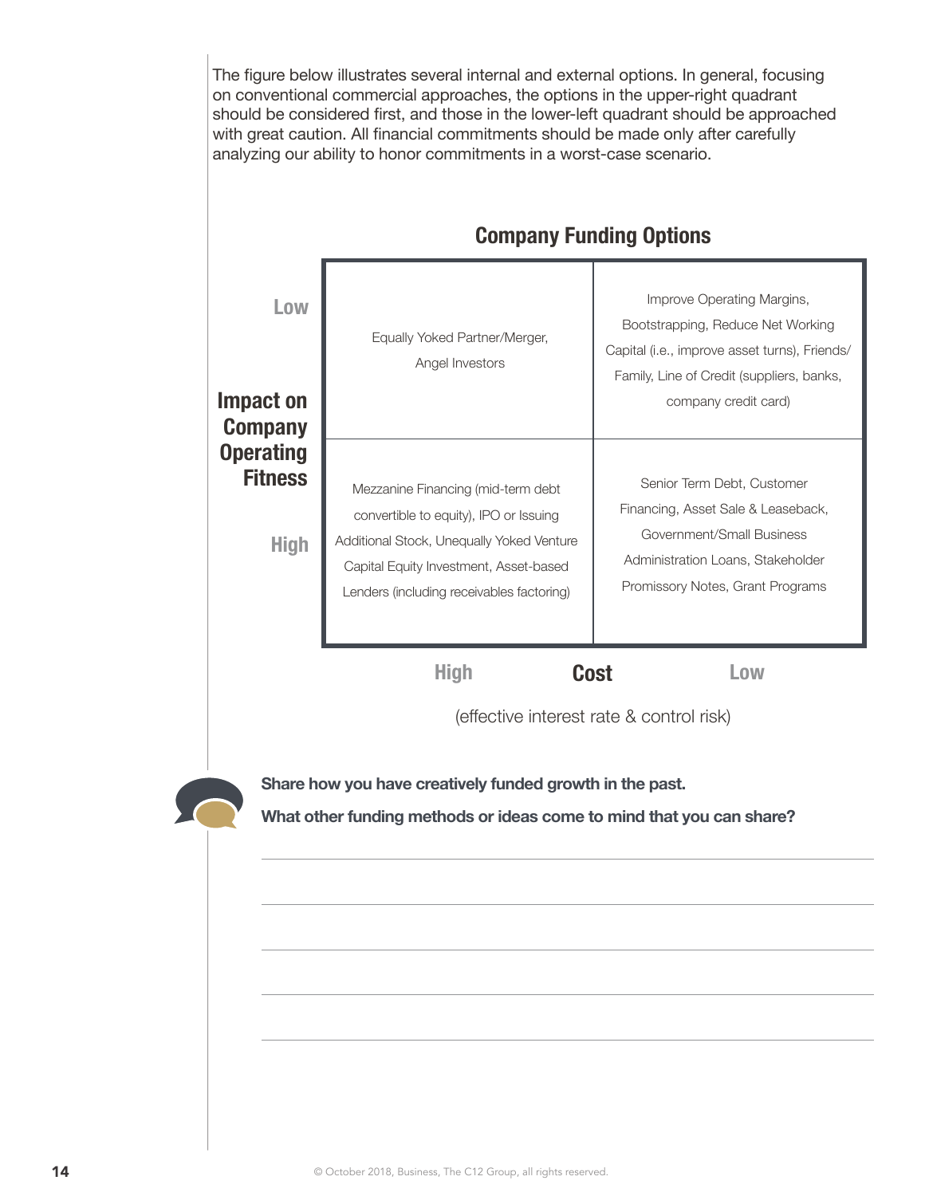The figure below illustrates several internal and external options. In general, focusing on conventional commercial approaches, the options in the upper-right quadrant should be considered first, and those in the lower-left quadrant should be approached with great caution. All financial commitments should be made only after carefully analyzing our ability to honor commitments in a worst-case scenario.

## Company Funding Options

| Impact on Company Operating Fitness | High Cost | Low Cost |
|---|---|---|
| **Low** | Equally Yoked Partner/Merger, Angel Investors | Improve Operating Margins, Bootstrapping, Reduce Net Working Capital (i.e., improve asset turns), Friends/Family, Line of Credit (suppliers, banks, company credit card) |
| **High** | Mezzanine Financing (mid-term debt convertible to equity), IPO or Issuing Additional Stock, Unequally Yoked Venture Capital Equity Investment, Asset-based Lenders (including receivables factoring) | Senior Term Debt, Customer Financing, Asset Sale & Leaseback, Government/Small Business Administration Loans, Stakeholder Promissory Notes, Grant Programs |

**Cost** (effective interest rate & control risk)

**Share how you have creatively funded growth in the past.**

**What other funding methods or ideas come to mind that you can share?**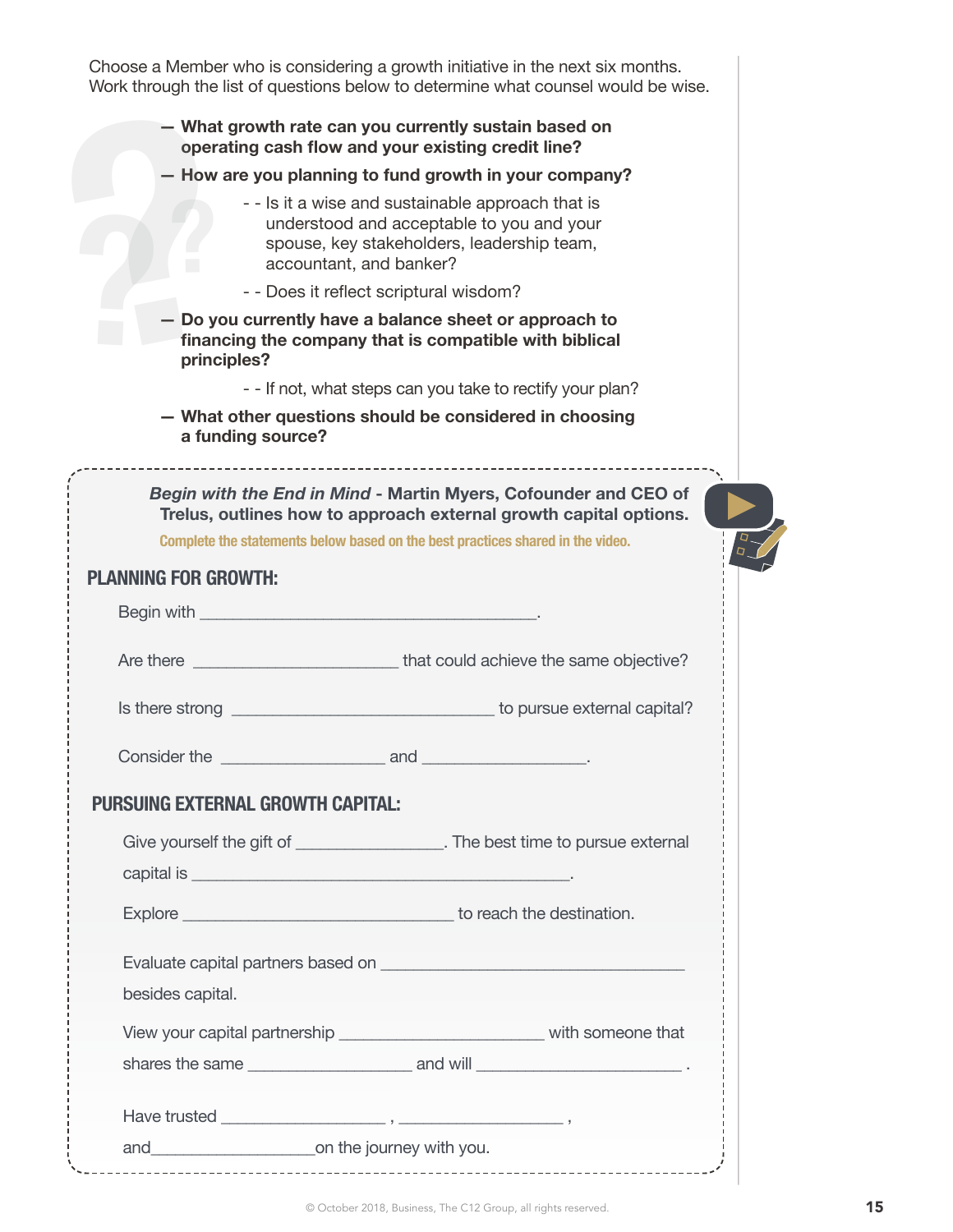Choose a Member who is considering a growth initiative in the next six months. Work through the list of questions below to determine what counsel would be wise.

- **What growth rate can you currently sustain based on operating cash flow and your existing credit line?**
- **How are you planning to fund growth in your company?**
  - Is it a wise and sustainable approach that is understood and acceptable to you and your spouse, key stakeholders, leadership team, accountant, and banker?
  - Does it reflect scriptural wisdom?
- **Do you currently have a balance sheet or approach to financing the company that is compatible with biblical principles?**
  - If not, what steps can you take to rectify your plan?
- **What other questions should be considered in choosing a funding source?**

***Begin with the End in Mind*** **- Martin Myers, Cofounder and CEO of Trelus, outlines how to approach external growth capital options.**

**Complete the statements below based on the best practices shared in the video.**

## PLANNING FOR GROWTH:

Begin with ________________________________________.

Are there ________________________ that could achieve the same objective?

Is there strong _______________________________ to pursue external capital?

Consider the ___________________ and __________________.

## PURSUING EXTERNAL GROWTH CAPITAL:

Give yourself the gift of _________________. The best time to pursue external capital is ____________________________________________.

Explore _______________________________ to reach the destination.

Evaluate capital partners based on ___________________________________ besides capital.

View your capital partnership _______________________ with someone that shares the same __________________ and will _______________________ .

Have trusted __________________ , __________________ , and__________________on the journey with you.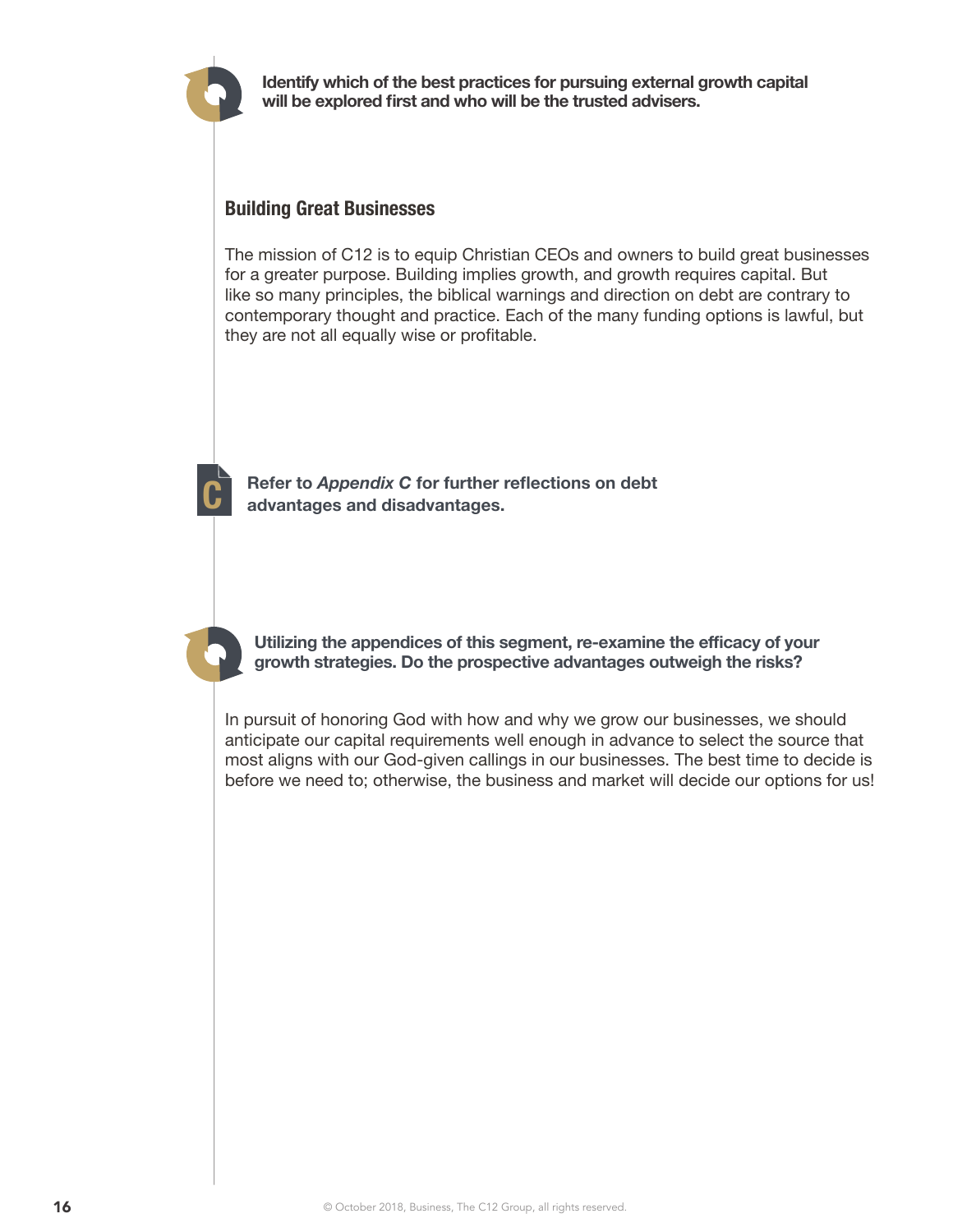**Identify which of the best practices for pursuing external growth capital will be explored first and who will be the trusted advisers.**

## Building Great Businesses

The mission of C12 is to equip Christian CEOs and owners to build great businesses for a greater purpose. Building implies growth, and growth requires capital. But like so many principles, the biblical warnings and direction on debt are contrary to contemporary thought and practice. Each of the many funding options is lawful, but they are not all equally wise or profitable.

**Refer to *Appendix C* for further reflections on debt advantages and disadvantages.**

**Utilizing the appendices of this segment, re-examine the efficacy of your growth strategies. Do the prospective advantages outweigh the risks?**

In pursuit of honoring God with how and why we grow our businesses, we should anticipate our capital requirements well enough in advance to select the source that most aligns with our God-given callings in our businesses. The best time to decide is before we need to; otherwise, the business and market will decide our options for us!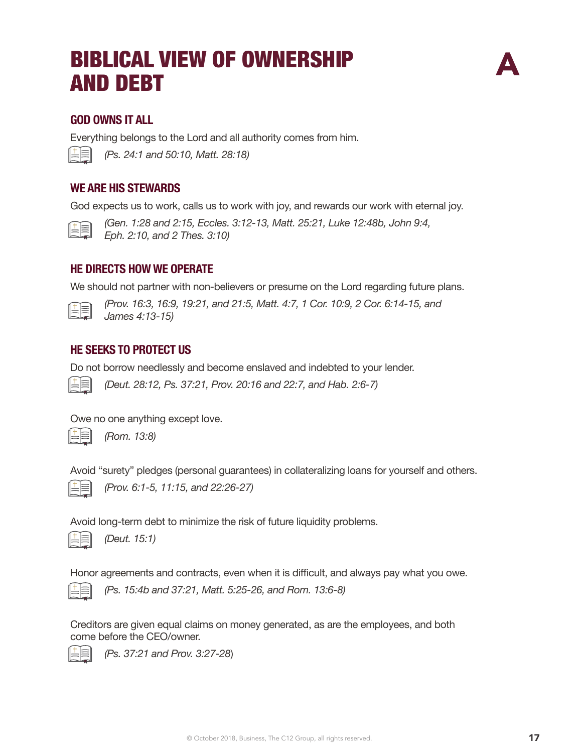# BIBLICAL VIEW OF OWNERSHIP AND DEBT

A

## GOD OWNS IT ALL

Everything belongs to the Lord and all authority comes from him.

*(Ps. 24:1 and 50:10, Matt. 28:18)*

## WE ARE HIS STEWARDS

God expects us to work, calls us to work with joy, and rewards our work with eternal joy.

*(Gen. 1:28 and 2:15, Eccles. 3:12-13, Matt. 25:21, Luke 12:48b, John 9:4, Eph. 2:10, and 2 Thes. 3:10)*

## HE DIRECTS HOW WE OPERATE

We should not partner with non-believers or presume on the Lord regarding future plans.

*(Prov. 16:3, 16:9, 19:21, and 21:5, Matt. 4:7, 1 Cor. 10:9, 2 Cor. 6:14-15, and James 4:13-15)*

## HE SEEKS TO PROTECT US

Do not borrow needlessly and become enslaved and indebted to your lender.

*(Deut. 28:12, Ps. 37:21, Prov. 20:16 and 22:7, and Hab. 2:6-7)*

Owe no one anything except love.

*(Rom. 13:8)*

Avoid "surety" pledges (personal guarantees) in collateralizing loans for yourself and others.

*(Prov. 6:1-5, 11:15, and 22:26-27)*

Avoid long-term debt to minimize the risk of future liquidity problems.

*(Deut. 15:1)*

Honor agreements and contracts, even when it is difficult, and always pay what you owe.

*(Ps. 15:4b and 37:21, Matt. 5:25-26, and Rom. 13:6-8)*

Creditors are given equal claims on money generated, as are the employees, and both come before the CEO/owner.

*(Ps. 37:21 and Prov. 3:27-28)*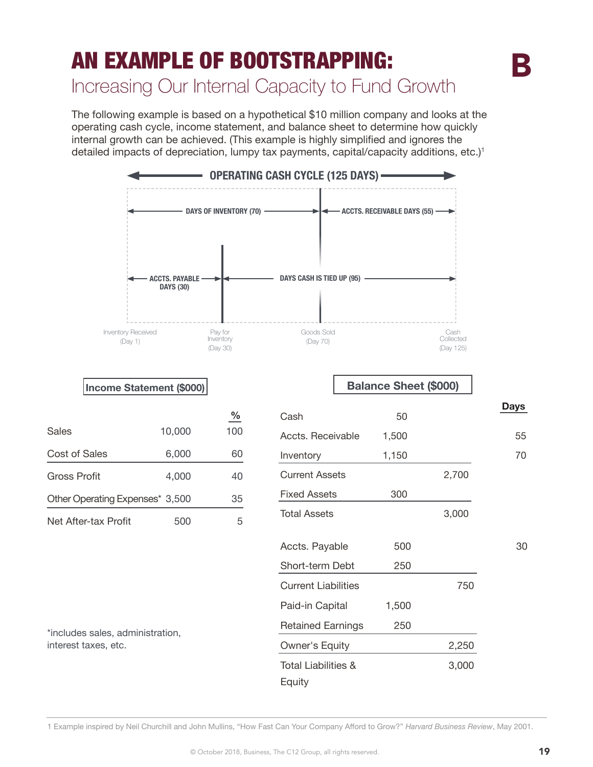# AN EXAMPLE OF BOOTSTRAPPING:

## Increasing Our Internal Capacity to Fund Growth

The following example is based on a hypothetical $10 million company and looks at the operating cash cycle, income statement, and balance sheet to determine how quickly internal growth can be achieved. (This example is highly simplified and ignores the detailed impacts of depreciation, lumpy tax payments, capital/capacity additions, etc.)[1]

**OPERATING CASH CYCLE (125 DAYS)**

- DAYS OF INVENTORY (70)
- ACCTS. RECEIVABLE DAYS (55)
- ACCTS. PAYABLE DAYS (30)
- DAYS CASH IS TIED UP (95)

Inventory Received (Day 1) — Pay for Inventory (Day 30) — Goods Sold (Day 70) — Cash Collected (Day 125)

**Income Statement ($000)**

| | | % |
|---|---|---|
| Sales | 10,000 | 100 |
| Cost of Sales | 6,000 | 60 |
| Gross Profit | 4,000 | 40 |
| Other Operating Expenses* | 3,500 | 35 |
| Net After-tax Profit | 500 | 5 |

*includes sales, administration, interest taxes, etc.

**Balance Sheet ($000)**

| | | | Days |
|---|---|---|---|
| Cash | 50 | | |
| Accts. Receivable | 1,500 | | 55 |
| Inventory | 1,150 | | 70 |
| Current Assets | | 2,700 | |
| Fixed Assets | 300 | | |
| Total Assets | | 3,000 | |
| Accts. Payable | 500 | | 30 |
| Short-term Debt | 250 | | |
| Current Liabilities | | 750 | |
| Paid-in Capital | 1,500 | | |
| Retained Earnings | 250 | | |
| Owner's Equity | | 2,250 | |
| Total Liabilities & Equity | | 3,000 | |

1 Example inspired by Neil Churchill and John Mullins, "How Fast Can Your Company Afford to Grow?" *Harvard Business Review*, May 2001.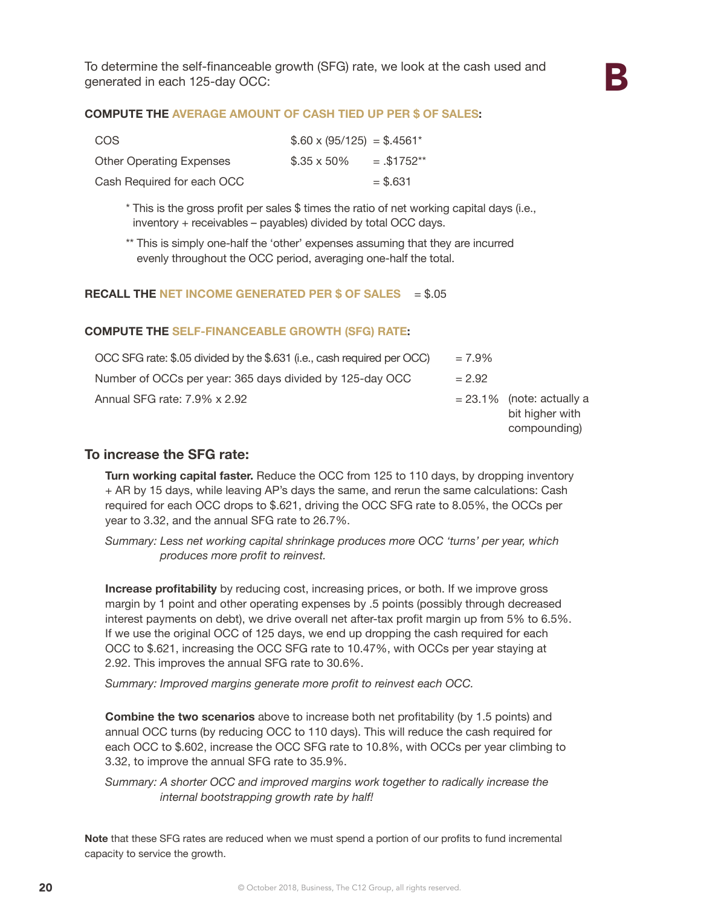To determine the self-financeable growth (SFG) rate, we look at the cash used and generated in each 125-day OCC:

**COMPUTE THE AVERAGE AMOUNT OF CASH TIED UP PER $ OF SALES:**

| | | |
|---|---|---|
| COS | $.60 x (95/125) | = $.4561* |
| Other Operating Expenses | $.35 x 50% | = .$1752** |
| Cash Required for each OCC | | = $.631 |

\* This is the gross profit per sales $ times the ratio of net working capital days (i.e., inventory + receivables – payables) divided by total OCC days.

\*\* This is simply one-half the 'other' expenses assuming that they are incurred evenly throughout the OCC period, averaging one-half the total.

**RECALL THE NET INCOME GENERATED PER $ OF SALES** = $.05

**COMPUTE THE SELF-FINANCEABLE GROWTH (SFG) RATE:**

| | | |
|---|---|---|
| OCC SFG rate: $.05 divided by the $.631 (i.e., cash required per OCC) | = 7.9% | |
| Number of OCCs per year: 365 days divided by 125-day OCC | = 2.92 | |
| Annual SFG rate: 7.9% x 2.92 | = 23.1% | (note: actually a bit higher with compounding) |

## To increase the SFG rate:

**Turn working capital faster.** Reduce the OCC from 125 to 110 days, by dropping inventory + AR by 15 days, while leaving AP's days the same, and rerun the same calculations: Cash required for each OCC drops to $.621, driving the OCC SFG rate to 8.05%, the OCCs per year to 3.32, and the annual SFG rate to 26.7%.

*Summary: Less net working capital shrinkage produces more OCC 'turns' per year, which produces more profit to reinvest.*

**Increase profitability** by reducing cost, increasing prices, or both. If we improve gross margin by 1 point and other operating expenses by .5 points (possibly through decreased interest payments on debt), we drive overall net after-tax profit margin up from 5% to 6.5%. If we use the original OCC of 125 days, we end up dropping the cash required for each OCC to $.621, increasing the OCC SFG rate to 10.47%, with OCCs per year staying at 2.92. This improves the annual SFG rate to 30.6%.

*Summary: Improved margins generate more profit to reinvest each OCC.*

**Combine the two scenarios** above to increase both net profitability (by 1.5 points) and annual OCC turns (by reducing OCC to 110 days). This will reduce the cash required for each OCC to $.602, increase the OCC SFG rate to 10.8%, with OCCs per year climbing to 3.32, to improve the annual SFG rate to 35.9%.

*Summary: A shorter OCC and improved margins work together to radically increase the internal bootstrapping growth rate by half!*

**Note** that these SFG rates are reduced when we must spend a portion of our profits to fund incremental capacity to service the growth.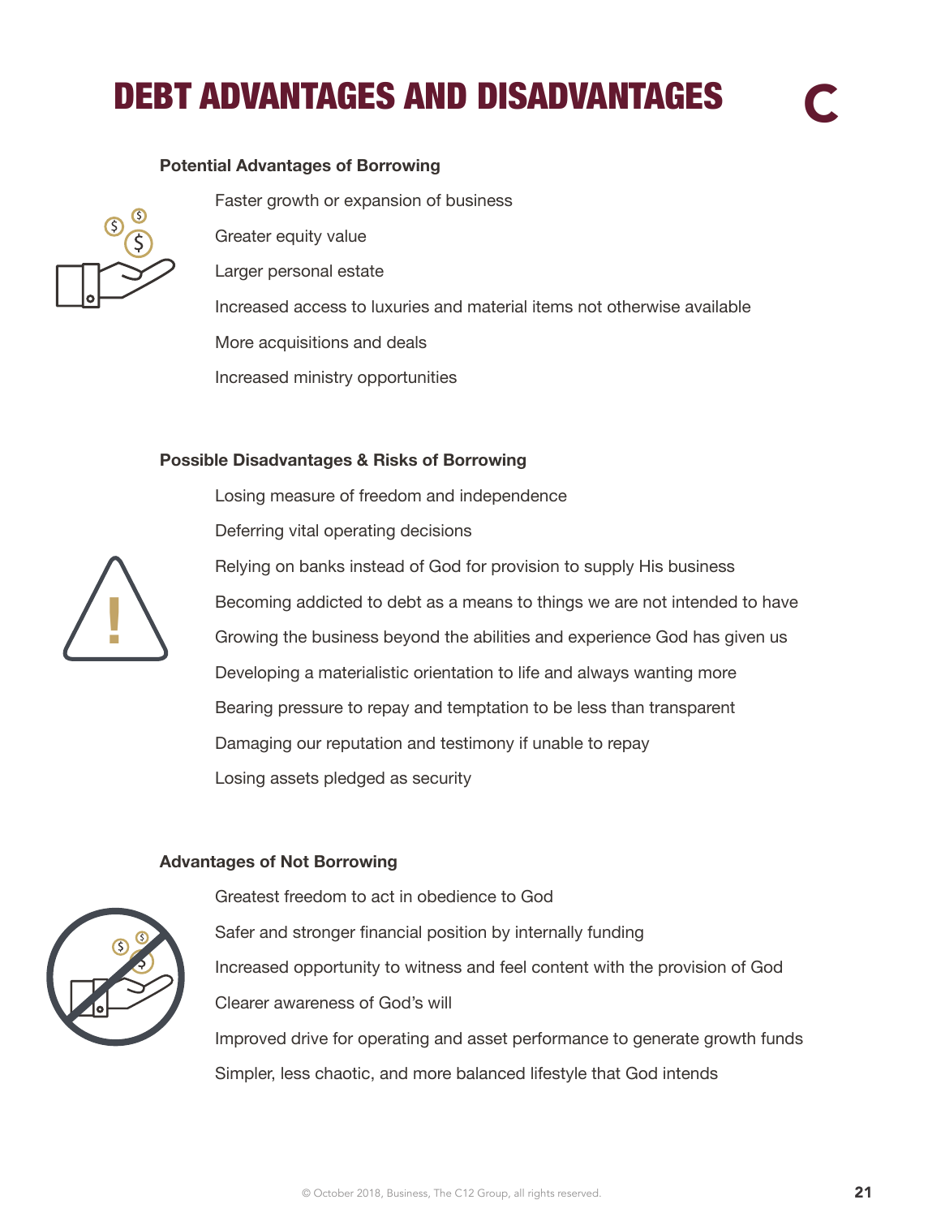# DEBT ADVANTAGES AND DISADVANTAGES

C

**Potential Advantages of Borrowing**

Faster growth or expansion of business

Greater equity value

Larger personal estate

Increased access to luxuries and material items not otherwise available

More acquisitions and deals

Increased ministry opportunities

**Possible Disadvantages & Risks of Borrowing**

Losing measure of freedom and independence

Deferring vital operating decisions

Relying on banks instead of God for provision to supply His business

Becoming addicted to debt as a means to things we are not intended to have

Growing the business beyond the abilities and experience God has given us

Developing a materialistic orientation to life and always wanting more

Bearing pressure to repay and temptation to be less than transparent

Damaging our reputation and testimony if unable to repay

Losing assets pledged as security

**Advantages of Not Borrowing**

Greatest freedom to act in obedience to God

Safer and stronger financial position by internally funding

Increased opportunity to witness and feel content with the provision of God

Clearer awareness of God's will

Improved drive for operating and asset performance to generate growth funds

Simpler, less chaotic, and more balanced lifestyle that God intends

© October 2018, Business, The C12 Group, all rights reserved.